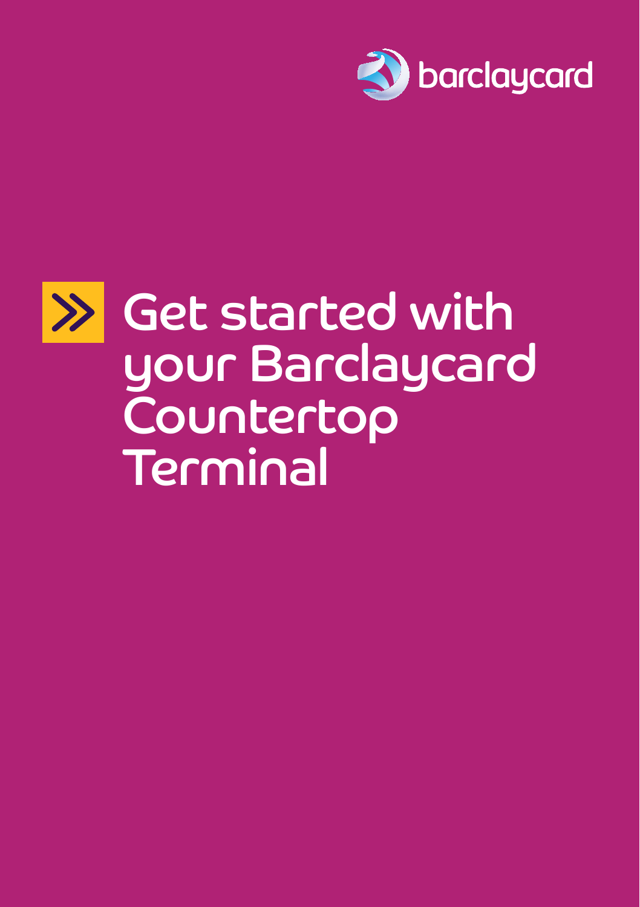barclaycard

# Get started with your Barclaycard Countertop Terminal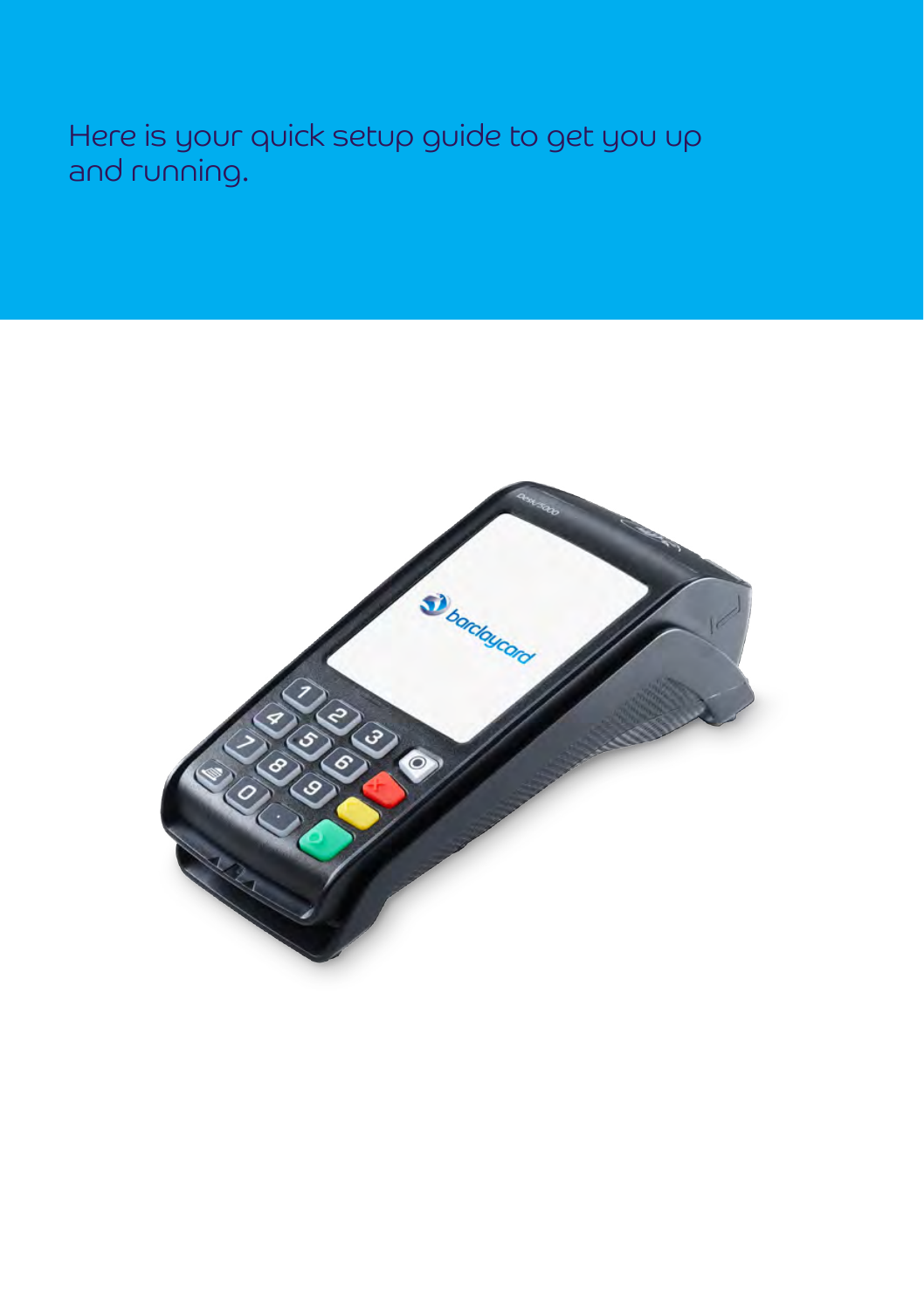Here is your quick setup guide to get you up and running.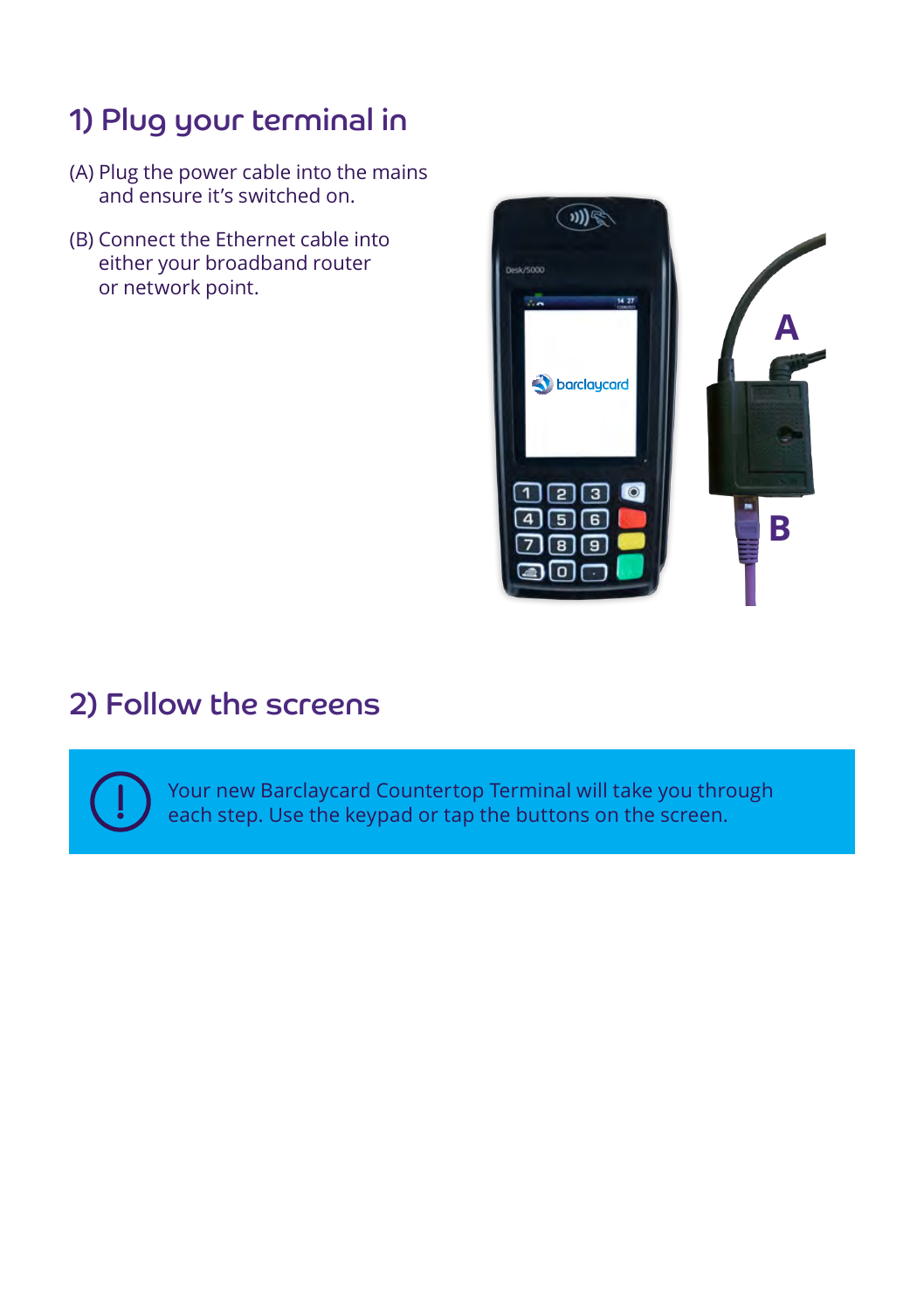## 1) Plug your terminal in

(A) Plug the power cable into the mains and ensure it's switched on.

(B) Connect the Ethernet cable into either your broadband router or network point.

## 2) Follow the screens

Your new Barclaycard Countertop Terminal will take you through each step. Use the keypad or tap the buttons on the screen.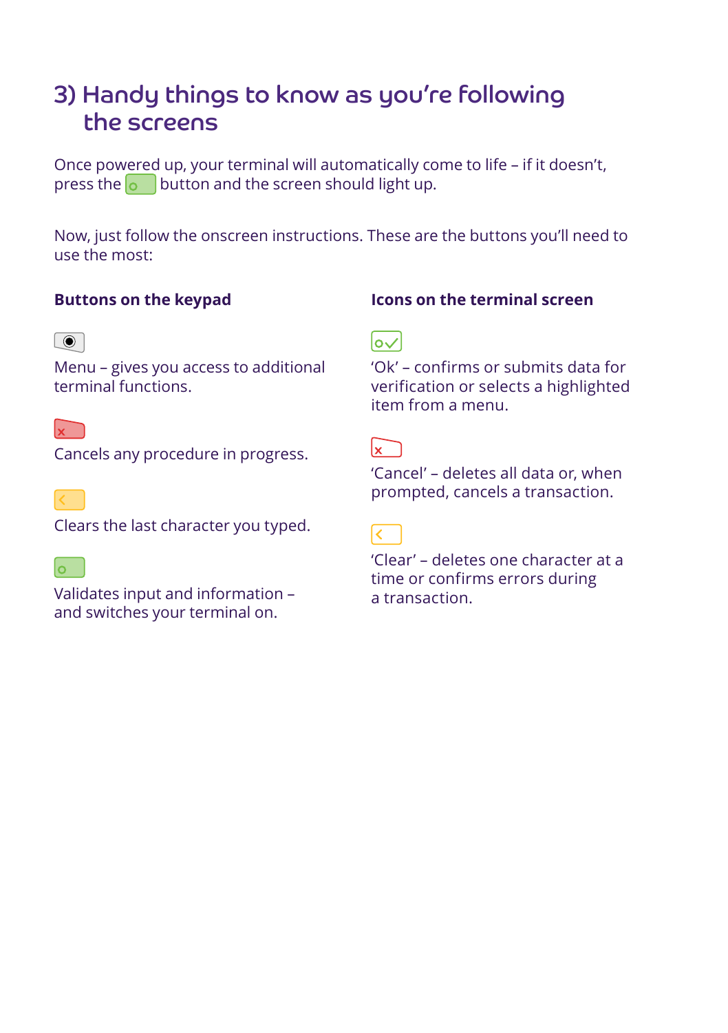## 3) Handy things to know as you're following the screens

Once powered up, your terminal will automatically come to life – if it doesn't, press the button and the screen should light up.

Now, just follow the onscreen instructions. These are the buttons you'll need to use the most:

### Buttons on the keypad

Menu – gives you access to additional terminal functions.

Cancels any procedure in progress.

Clears the last character you typed.

Validates input and information – and switches your terminal on.

### Icons on the terminal screen

'Ok' – confirms or submits data for verification or selects a highlighted item from a menu.

'Cancel' – deletes all data or, when prompted, cancels a transaction.

'Clear' – deletes one character at a time or confirms errors during a transaction.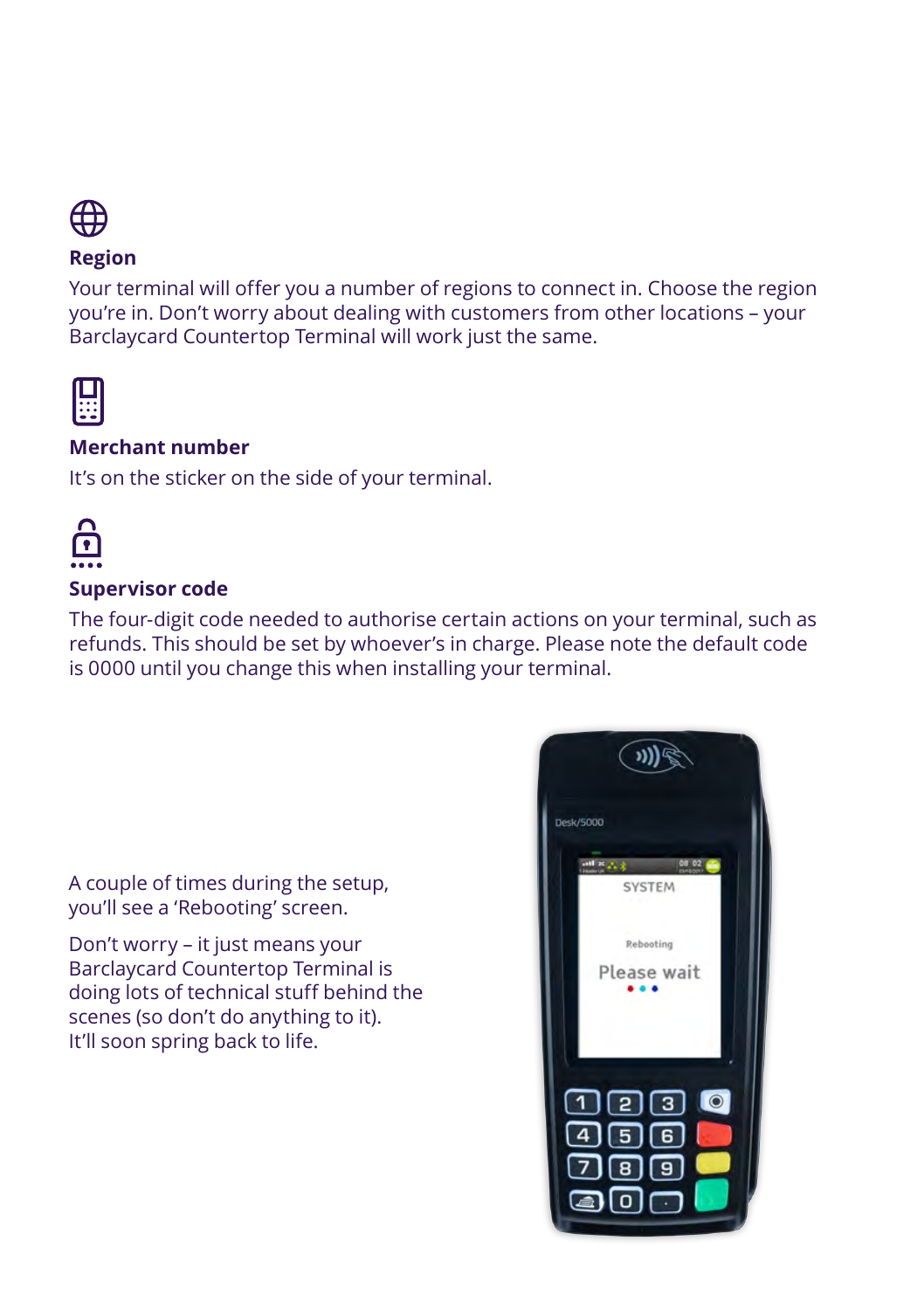### Region

Your terminal will offer you a number of regions to connect in. Choose the region you're in. Don't worry about dealing with customers from other locations – your Barclaycard Countertop Terminal will work just the same.

### Merchant number

It's on the sticker on the side of your terminal.

### Supervisor code

The four-digit code needed to authorise certain actions on your terminal, such as refunds. This should be set by whoever's in charge. Please note the default code is 0000 until you change this when installing your terminal.

A couple of times during the setup, you'll see a 'Rebooting' screen.

Don't worry – it just means your Barclaycard Countertop Terminal is doing lots of technical stuff behind the scenes (so don't do anything to it). It'll soon spring back to life.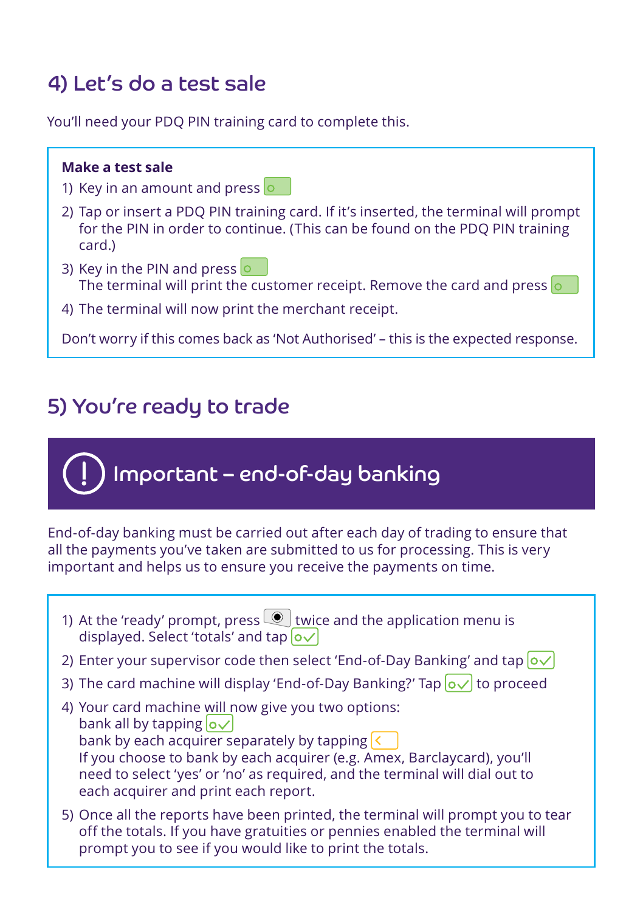## 4) Let's do a test sale

You'll need your PDQ PIN training card to complete this.

**Make a test sale**

1) Key in an amount and press [green button]
2) Tap or insert a PDQ PIN training card. If it's inserted, the terminal will prompt for the PIN in order to continue. (This can be found on the PDQ PIN training card.)
3) Key in the PIN and press [green button]
   The terminal will print the customer receipt. Remove the card and press [green button]
4) The terminal will now print the merchant receipt.

Don't worry if this comes back as 'Not Authorised' – this is the expected response.

## 5) You're ready to trade

### Important – end-of-day banking

End-of-day banking must be carried out after each day of trading to ensure that all the payments you've taken are submitted to us for processing. This is very important and helps us to ensure you receive the payments on time.

1) At the 'ready' prompt, press [menu button] twice and the application menu is displayed. Select 'totals' and tap [green button]
2) Enter your supervisor code then select 'End-of-Day Banking' and tap [green button]
3) The card machine will display 'End-of-Day Banking?' Tap [green button] to proceed
4) Your card machine will now give you two options:
   bank all by tapping [green button]
   bank by each acquirer separately by tapping [yellow button]
   If you choose to bank by each acquirer (e.g. Amex, Barclaycard), you'll need to select 'yes' or 'no' as required, and the terminal will dial out to each acquirer and print each report.
5) Once all the reports have been printed, the terminal will prompt you to tear off the totals. If you have gratuities or pennies enabled the terminal will prompt you to see if you would like to print the totals.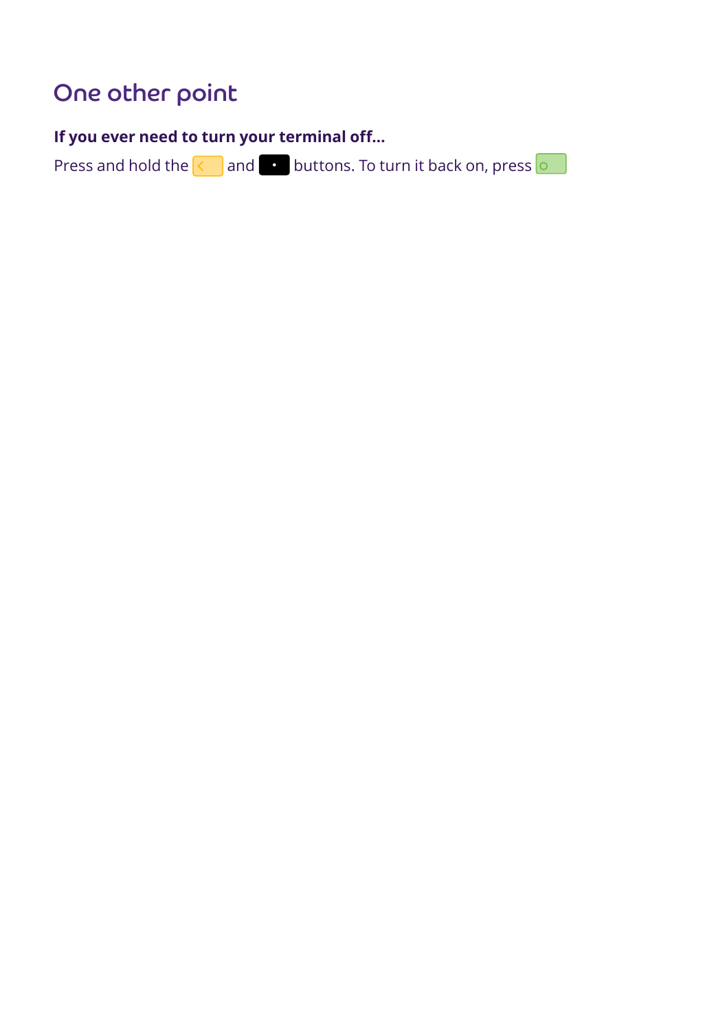# One other point

**If you ever need to turn your terminal off...**

Press and hold the < and • buttons. To turn it back on, press o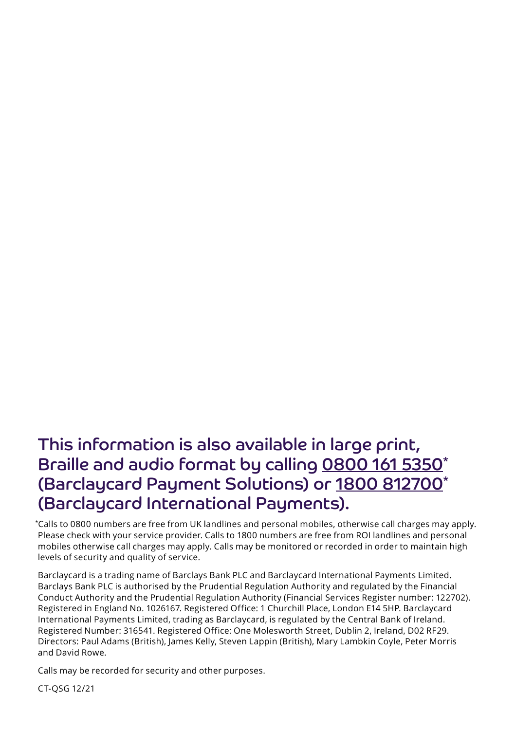## This information is also available in large print, Braille and audio format by calling 0800 161 5350* (Barclaycard Payment Solutions) or 1800 812700* (Barclaycard International Payments).

*Calls to 0800 numbers are free from UK landlines and personal mobiles, otherwise call charges may apply. Please check with your service provider. Calls to 1800 numbers are free from ROI landlines and personal mobiles otherwise call charges may apply. Calls may be monitored or recorded in order to maintain high levels of security and quality of service.

Barclaycard is a trading name of Barclays Bank PLC and Barclaycard International Payments Limited. Barclays Bank PLC is authorised by the Prudential Regulation Authority and regulated by the Financial Conduct Authority and the Prudential Regulation Authority (Financial Services Register number: 122702). Registered in England No. 1026167. Registered Office: 1 Churchill Place, London E14 5HP. Barclaycard International Payments Limited, trading as Barclaycard, is regulated by the Central Bank of Ireland. Registered Number: 316541. Registered Office: One Molesworth Street, Dublin 2, Ireland, D02 RF29. Directors: Paul Adams (British), James Kelly, Steven Lappin (British), Mary Lambkin Coyle, Peter Morris and David Rowe.

Calls may be recorded for security and other purposes.

CT-QSG 12/21